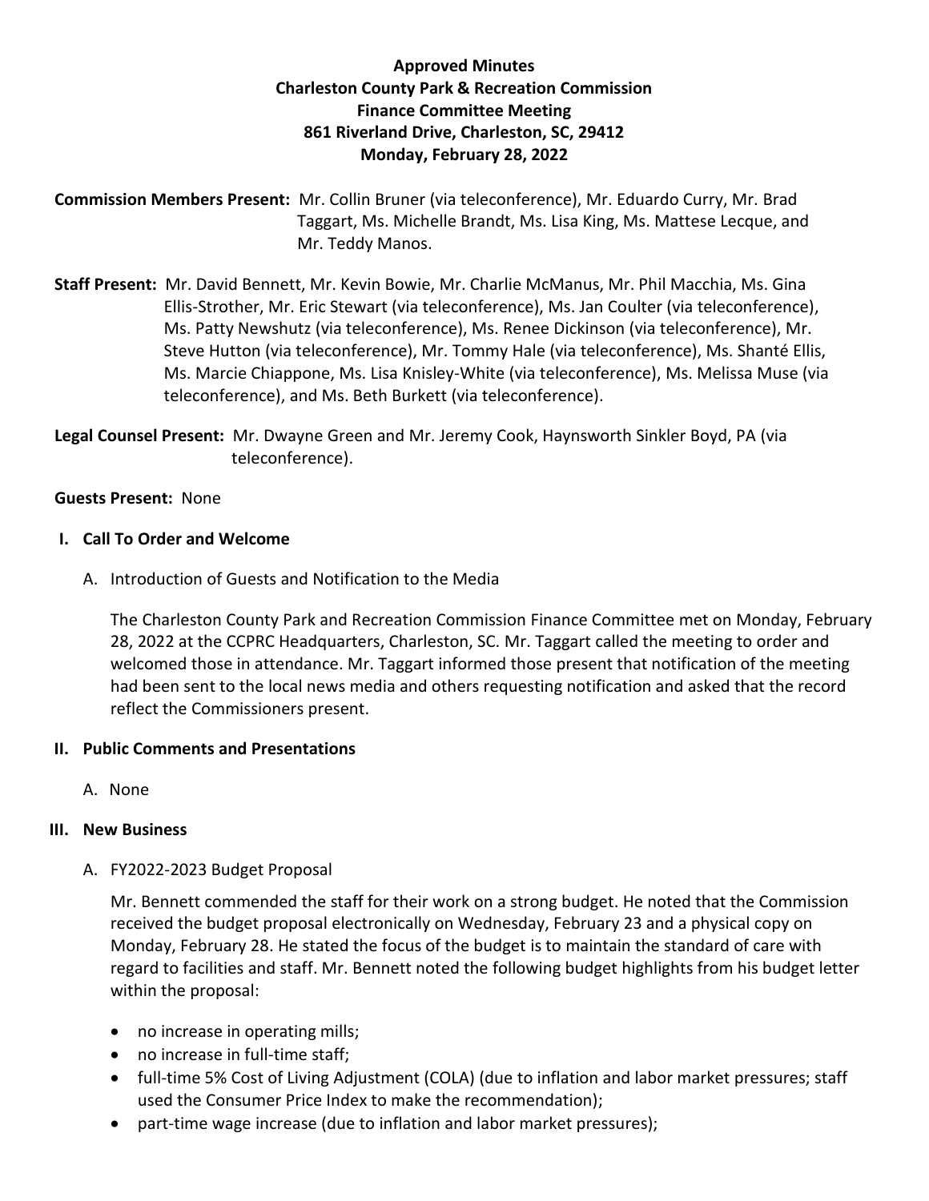# Approved Minutes
## Charleston County Park & Recreation Commission
## Finance Committee Meeting
## 861 Riverland Drive, Charleston, SC, 29412
## Monday, February 28, 2022

**Commission Members Present:** Mr. Collin Bruner (via teleconference), Mr. Eduardo Curry, Mr. Brad Taggart, Ms. Michelle Brandt, Ms. Lisa King, Ms. Mattese Lecque, and Mr. Teddy Manos.

**Staff Present:** Mr. David Bennett, Mr. Kevin Bowie, Mr. Charlie McManus, Mr. Phil Macchia, Ms. Gina Ellis-Strother, Mr. Eric Stewart (via teleconference), Ms. Jan Coulter (via teleconference), Ms. Patty Newshutz (via teleconference), Ms. Renee Dickinson (via teleconference), Mr. Steve Hutton (via teleconference), Mr. Tommy Hale (via teleconference), Ms. Shanté Ellis, Ms. Marcie Chiappone, Ms. Lisa Knisley-White (via teleconference), Ms. Melissa Muse (via teleconference), and Ms. Beth Burkett (via teleconference).

**Legal Counsel Present:** Mr. Dwayne Green and Mr. Jeremy Cook, Haynsworth Sinkler Boyd, PA (via teleconference).

**Guests Present:** None

### I. Call To Order and Welcome

A. Introduction of Guests and Notification to the Media

The Charleston County Park and Recreation Commission Finance Committee met on Monday, February 28, 2022 at the CCPRC Headquarters, Charleston, SC. Mr. Taggart called the meeting to order and welcomed those in attendance. Mr. Taggart informed those present that notification of the meeting had been sent to the local news media and others requesting notification and asked that the record reflect the Commissioners present.

### II. Public Comments and Presentations

A. None

### III. New Business

A. FY2022-2023 Budget Proposal

Mr. Bennett commended the staff for their work on a strong budget. He noted that the Commission received the budget proposal electronically on Wednesday, February 23 and a physical copy on Monday, February 28. He stated the focus of the budget is to maintain the standard of care with regard to facilities and staff. Mr. Bennett noted the following budget highlights from his budget letter within the proposal:

- no increase in operating mills;
- no increase in full-time staff;
- full-time 5% Cost of Living Adjustment (COLA) (due to inflation and labor market pressures; staff used the Consumer Price Index to make the recommendation);
- part-time wage increase (due to inflation and labor market pressures);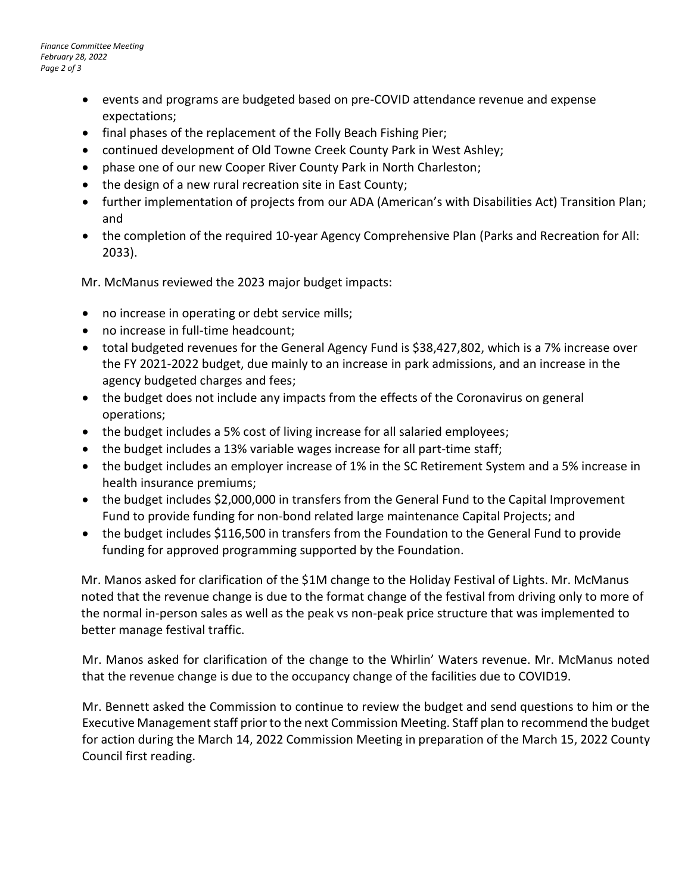- events and programs are budgeted based on pre-COVID attendance revenue and expense expectations;
- final phases of the replacement of the Folly Beach Fishing Pier;
- continued development of Old Towne Creek County Park in West Ashley;
- phase one of our new Cooper River County Park in North Charleston;
- the design of a new rural recreation site in East County;
- further implementation of projects from our ADA (American's with Disabilities Act) Transition Plan; and
- the completion of the required 10-year Agency Comprehensive Plan (Parks and Recreation for All: 2033).

Mr. McManus reviewed the 2023 major budget impacts:

- no increase in operating or debt service mills;
- no increase in full-time headcount;
- total budgeted revenues for the General Agency Fund is $38,427,802, which is a 7% increase over the FY 2021-2022 budget, due mainly to an increase in park admissions, and an increase in the agency budgeted charges and fees;
- the budget does not include any impacts from the effects of the Coronavirus on general operations;
- the budget includes a 5% cost of living increase for all salaried employees;
- the budget includes a 13% variable wages increase for all part-time staff;
- the budget includes an employer increase of 1% in the SC Retirement System and a 5% increase in health insurance premiums;
- the budget includes $2,000,000 in transfers from the General Fund to the Capital Improvement Fund to provide funding for non-bond related large maintenance Capital Projects; and
- the budget includes $116,500 in transfers from the Foundation to the General Fund to provide funding for approved programming supported by the Foundation.

Mr. Manos asked for clarification of the $1M change to the Holiday Festival of Lights. Mr. McManus noted that the revenue change is due to the format change of the festival from driving only to more of the normal in-person sales as well as the peak vs non-peak price structure that was implemented to better manage festival traffic.

Mr. Manos asked for clarification of the change to the Whirlin' Waters revenue. Mr. McManus noted that the revenue change is due to the occupancy change of the facilities due to COVID19.

Mr. Bennett asked the Commission to continue to review the budget and send questions to him or the Executive Management staff prior to the next Commission Meeting. Staff plan to recommend the budget for action during the March 14, 2022 Commission Meeting in preparation of the March 15, 2022 County Council first reading.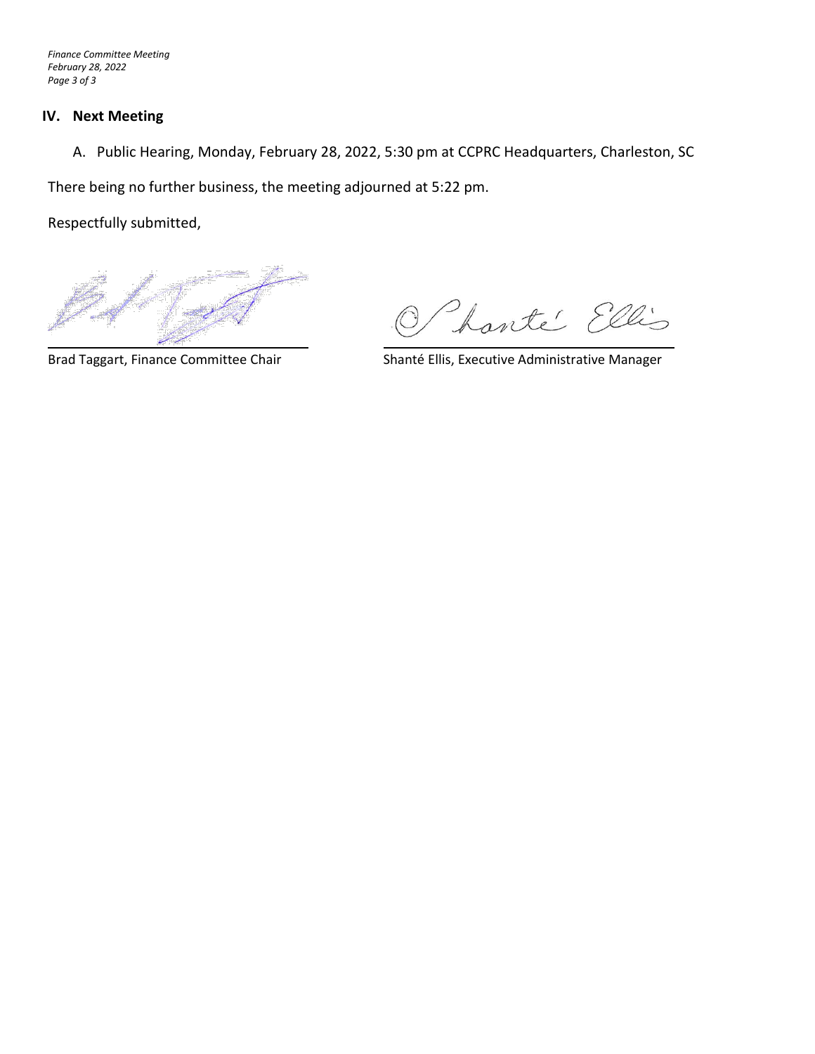## IV. Next Meeting

A. Public Hearing, Monday, February 28, 2022, 5:30 pm at CCPRC Headquarters, Charleston, SC

There being no further business, the meeting adjourned at 5:22 pm.

Respectfully submitted,

Brad Taggart, Finance Committee Chair

Shanté Ellis, Executive Administrative Manager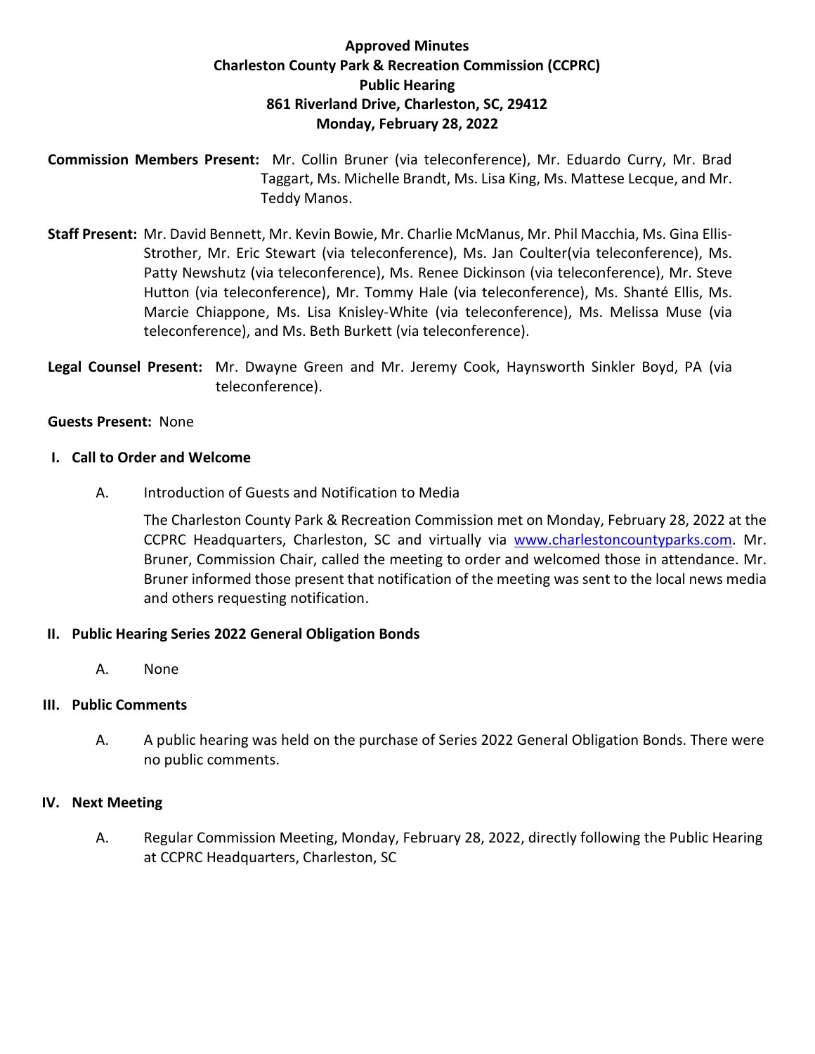**Approved Minutes**
**Charleston County Park & Recreation Commission (CCPRC)**
**Public Hearing**
**861 Riverland Drive, Charleston, SC, 29412**
**Monday, February 28, 2022**

**Commission Members Present:** Mr. Collin Bruner (via teleconference), Mr. Eduardo Curry, Mr. Brad Taggart, Ms. Michelle Brandt, Ms. Lisa King, Ms. Mattese Lecque, and Mr. Teddy Manos.

**Staff Present:** Mr. David Bennett, Mr. Kevin Bowie, Mr. Charlie McManus, Mr. Phil Macchia, Ms. Gina Ellis-Strother, Mr. Eric Stewart (via teleconference), Ms. Jan Coulter(via teleconference), Ms. Patty Newshutz (via teleconference), Ms. Renee Dickinson (via teleconference), Mr. Steve Hutton (via teleconference), Mr. Tommy Hale (via teleconference), Ms. Shanté Ellis, Ms. Marcie Chiappone, Ms. Lisa Knisley-White (via teleconference), Ms. Melissa Muse (via teleconference), and Ms. Beth Burkett (via teleconference).

**Legal Counsel Present:** Mr. Dwayne Green and Mr. Jeremy Cook, Haynsworth Sinkler Boyd, PA (via teleconference).

**Guests Present:** None

## I. Call to Order and Welcome

A. Introduction of Guests and Notification to Media

The Charleston County Park & Recreation Commission met on Monday, February 28, 2022 at the CCPRC Headquarters, Charleston, SC and virtually via www.charlestoncountyparks.com. Mr. Bruner, Commission Chair, called the meeting to order and welcomed those in attendance. Mr. Bruner informed those present that notification of the meeting was sent to the local news media and others requesting notification.

## II. Public Hearing Series 2022 General Obligation Bonds

A. None

## III. Public Comments

A. A public hearing was held on the purchase of Series 2022 General Obligation Bonds. There were no public comments.

## IV. Next Meeting

A. Regular Commission Meeting, Monday, February 28, 2022, directly following the Public Hearing at CCPRC Headquarters, Charleston, SC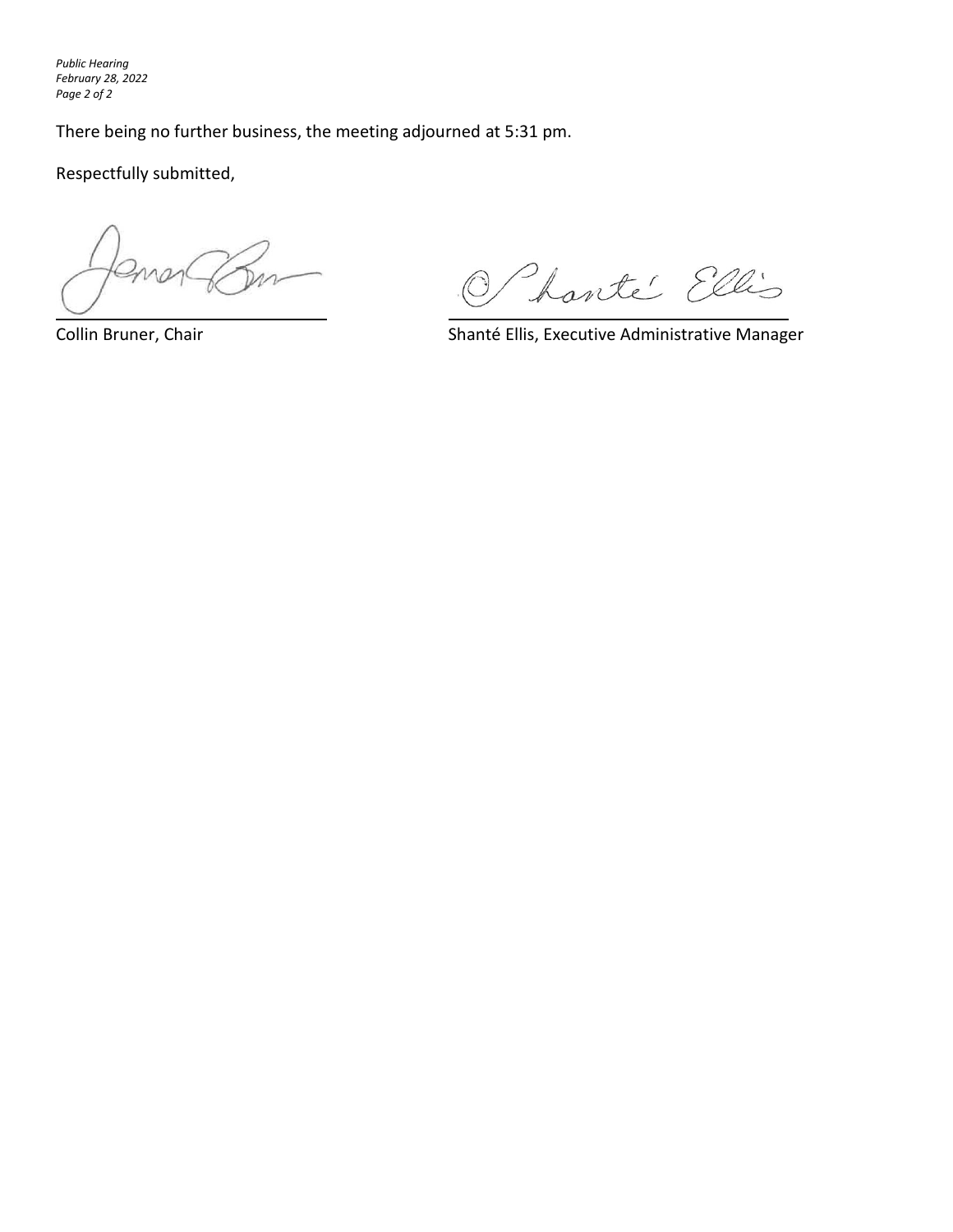There being no further business, the meeting adjourned at 5:31 pm.

Respectfully submitted,

Collin Bruner, Chair

Shanté Ellis, Executive Administrative Manager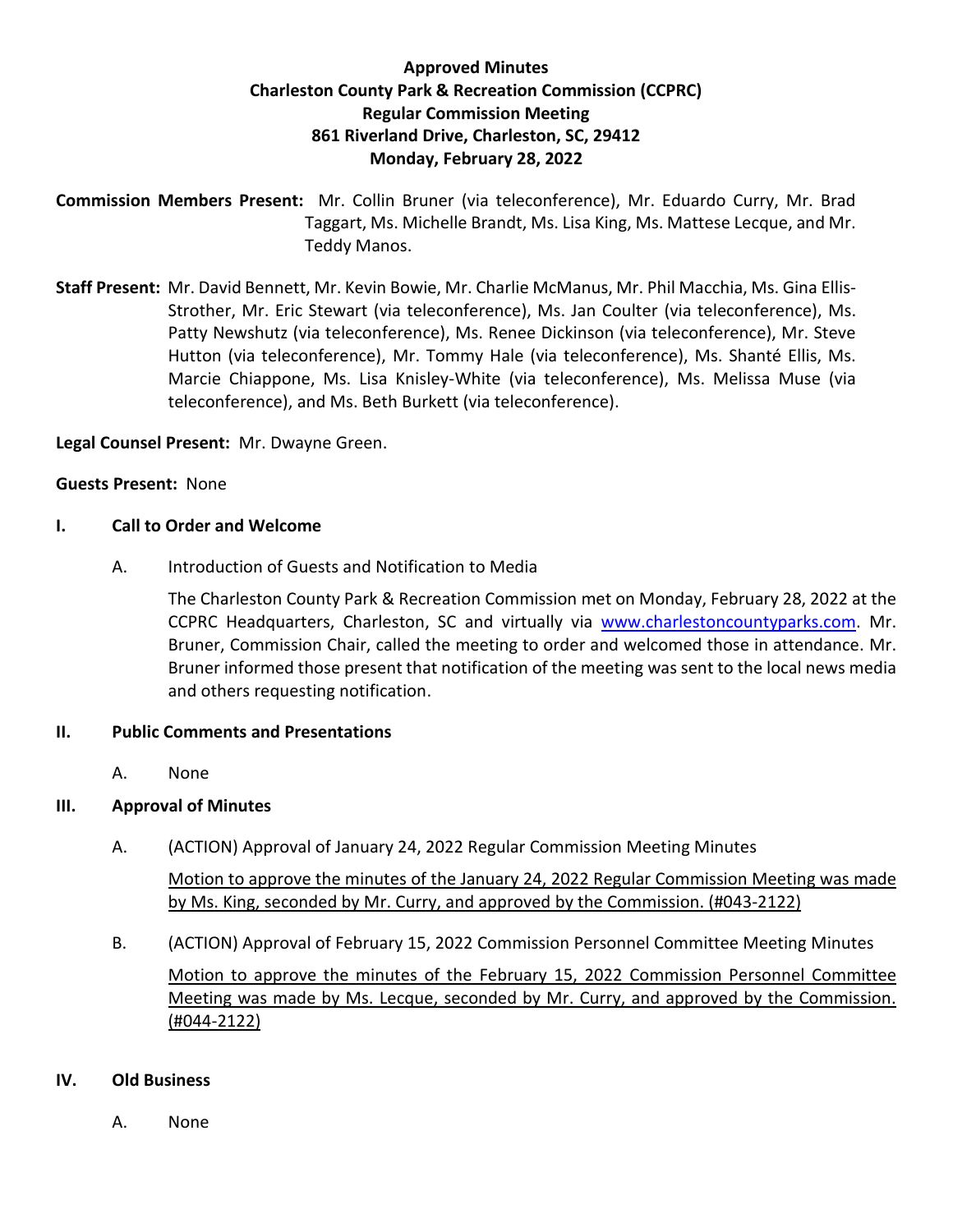**Approved Minutes**
**Charleston County Park & Recreation Commission (CCPRC)**
**Regular Commission Meeting**
**861 Riverland Drive, Charleston, SC, 29412**
**Monday, February 28, 2022**

**Commission Members Present:** Mr. Collin Bruner (via teleconference), Mr. Eduardo Curry, Mr. Brad Taggart, Ms. Michelle Brandt, Ms. Lisa King, Ms. Mattese Lecque, and Mr. Teddy Manos.

**Staff Present:** Mr. David Bennett, Mr. Kevin Bowie, Mr. Charlie McManus, Mr. Phil Macchia, Ms. Gina Ellis-Strother, Mr. Eric Stewart (via teleconference), Ms. Jan Coulter (via teleconference), Ms. Patty Newshutz (via teleconference), Ms. Renee Dickinson (via teleconference), Mr. Steve Hutton (via teleconference), Mr. Tommy Hale (via teleconference), Ms. Shanté Ellis, Ms. Marcie Chiappone, Ms. Lisa Knisley-White (via teleconference), Ms. Melissa Muse (via teleconference), and Ms. Beth Burkett (via teleconference).

**Legal Counsel Present:** Mr. Dwayne Green.

**Guests Present:** None

## I. Call to Order and Welcome

A. Introduction of Guests and Notification to Media

The Charleston County Park & Recreation Commission met on Monday, February 28, 2022 at the CCPRC Headquarters, Charleston, SC and virtually via www.charlestoncountyparks.com. Mr. Bruner, Commission Chair, called the meeting to order and welcomed those in attendance. Mr. Bruner informed those present that notification of the meeting was sent to the local news media and others requesting notification.

## II. Public Comments and Presentations

A. None

## III. Approval of Minutes

A. (ACTION) Approval of January 24, 2022 Regular Commission Meeting Minutes

<u>Motion to approve the minutes of the January 24, 2022 Regular Commission Meeting was made by Ms. King, seconded by Mr. Curry, and approved by the Commission. (#043-2122)</u>

B. (ACTION) Approval of February 15, 2022 Commission Personnel Committee Meeting Minutes

<u>Motion to approve the minutes of the February 15, 2022 Commission Personnel Committee Meeting was made by Ms. Lecque, seconded by Mr. Curry, and approved by the Commission. (#044-2122)</u>

## IV. Old Business

A. None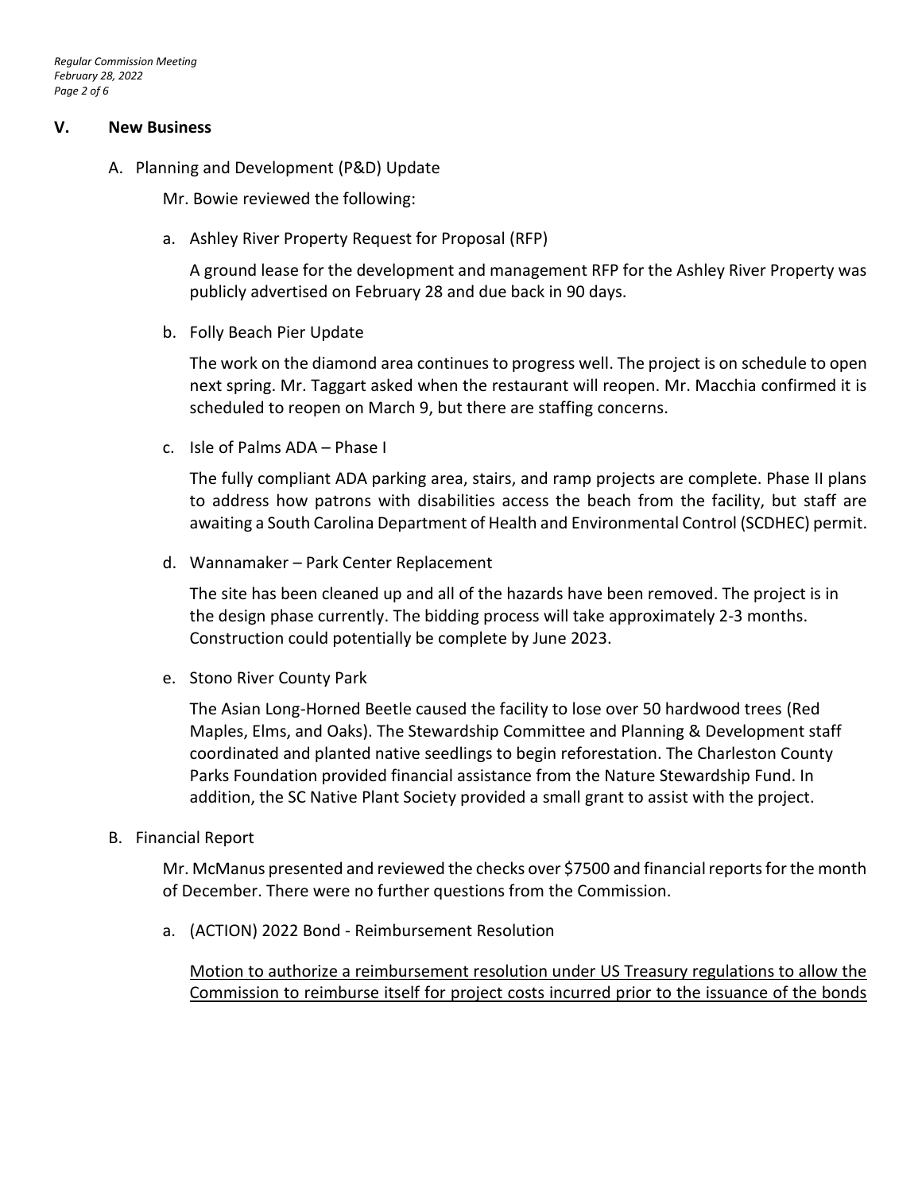## V. New Business

A. Planning and Development (P&D) Update

Mr. Bowie reviewed the following:

a. Ashley River Property Request for Proposal (RFP)

A ground lease for the development and management RFP for the Ashley River Property was publicly advertised on February 28 and due back in 90 days.

b. Folly Beach Pier Update

The work on the diamond area continues to progress well. The project is on schedule to open next spring. Mr. Taggart asked when the restaurant will reopen. Mr. Macchia confirmed it is scheduled to reopen on March 9, but there are staffing concerns.

c. Isle of Palms ADA – Phase I

The fully compliant ADA parking area, stairs, and ramp projects are complete. Phase II plans to address how patrons with disabilities access the beach from the facility, but staff are awaiting a South Carolina Department of Health and Environmental Control (SCDHEC) permit.

d. Wannamaker – Park Center Replacement

The site has been cleaned up and all of the hazards have been removed. The project is in the design phase currently. The bidding process will take approximately 2-3 months. Construction could potentially be complete by June 2023.

e. Stono River County Park

The Asian Long-Horned Beetle caused the facility to lose over 50 hardwood trees (Red Maples, Elms, and Oaks). The Stewardship Committee and Planning & Development staff coordinated and planted native seedlings to begin reforestation. The Charleston County Parks Foundation provided financial assistance from the Nature Stewardship Fund. In addition, the SC Native Plant Society provided a small grant to assist with the project.

B. Financial Report

Mr. McManus presented and reviewed the checks over $7500 and financial reports for the month of December. There were no further questions from the Commission.

a. (ACTION) 2022 Bond - Reimbursement Resolution

<u>Motion to authorize a reimbursement resolution under US Treasury regulations to allow the Commission to reimburse itself for project costs incurred prior to the issuance of the bonds</u>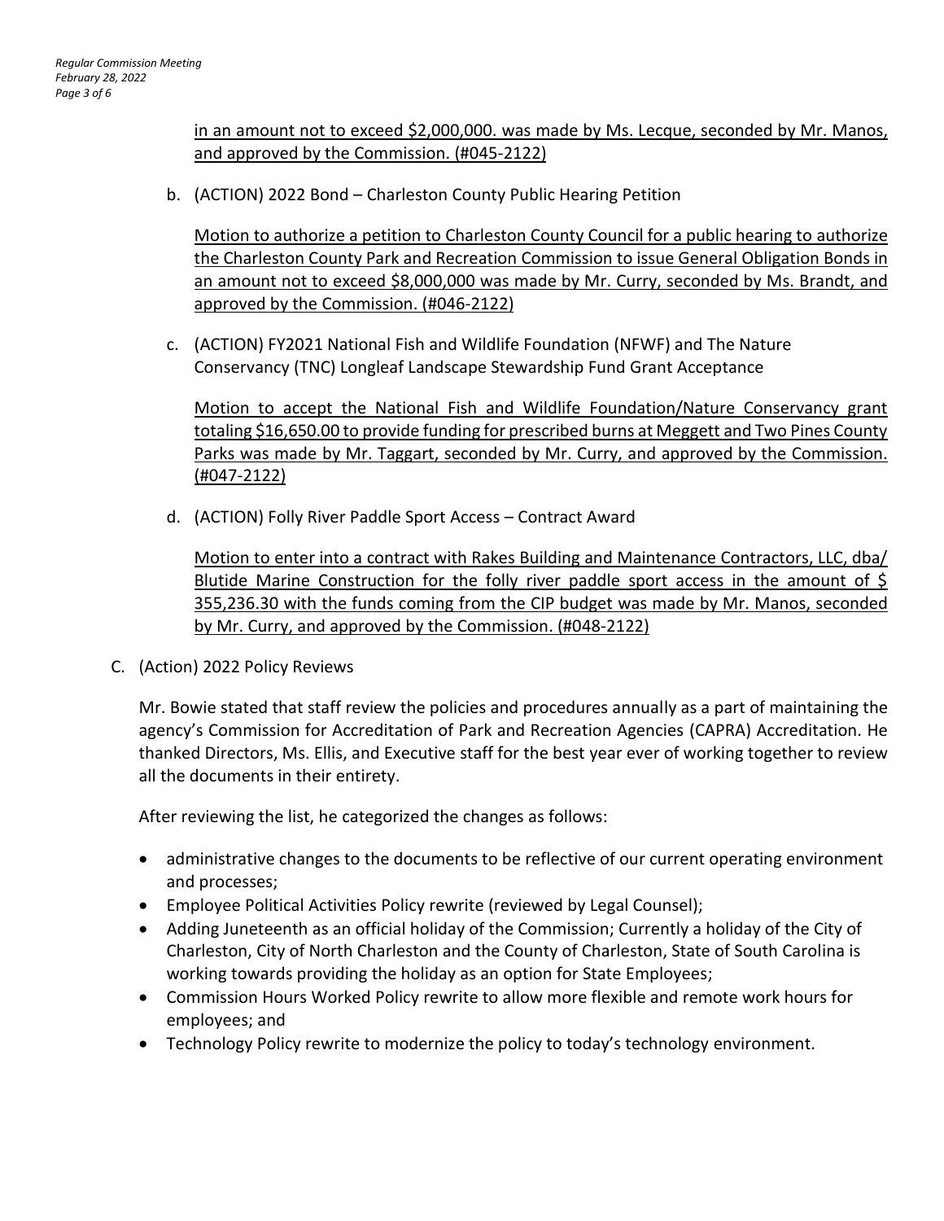in an amount not to exceed $2,000,000. was made by Ms. Lecque, seconded by Mr. Manos, and approved by the Commission. (#045-2122)

b. (ACTION) 2022 Bond – Charleston County Public Hearing Petition

   Motion to authorize a petition to Charleston County Council for a public hearing to authorize the Charleston County Park and Recreation Commission to issue General Obligation Bonds in an amount not to exceed $8,000,000 was made by Mr. Curry, seconded by Ms. Brandt, and approved by the Commission. (#046-2122)

c. (ACTION) FY2021 National Fish and Wildlife Foundation (NFWF) and The Nature Conservancy (TNC) Longleaf Landscape Stewardship Fund Grant Acceptance

   Motion to accept the National Fish and Wildlife Foundation/Nature Conservancy grant totaling $16,650.00 to provide funding for prescribed burns at Meggett and Two Pines County Parks was made by Mr. Taggart, seconded by Mr. Curry, and approved by the Commission. (#047-2122)

d. (ACTION) Folly River Paddle Sport Access – Contract Award

   Motion to enter into a contract with Rakes Building and Maintenance Contractors, LLC, dba/ Blutide Marine Construction for the folly river paddle sport access in the amount of $ 355,236.30 with the funds coming from the CIP budget was made by Mr. Manos, seconded by Mr. Curry, and approved by the Commission. (#048-2122)

C. (Action) 2022 Policy Reviews

Mr. Bowie stated that staff review the policies and procedures annually as a part of maintaining the agency's Commission for Accreditation of Park and Recreation Agencies (CAPRA) Accreditation. He thanked Directors, Ms. Ellis, and Executive staff for the best year ever of working together to review all the documents in their entirety.

After reviewing the list, he categorized the changes as follows:

- administrative changes to the documents to be reflective of our current operating environment and processes;
- Employee Political Activities Policy rewrite (reviewed by Legal Counsel);
- Adding Juneteenth as an official holiday of the Commission; Currently a holiday of the City of Charleston, City of North Charleston and the County of Charleston, State of South Carolina is working towards providing the holiday as an option for State Employees;
- Commission Hours Worked Policy rewrite to allow more flexible and remote work hours for employees; and
- Technology Policy rewrite to modernize the policy to today's technology environment.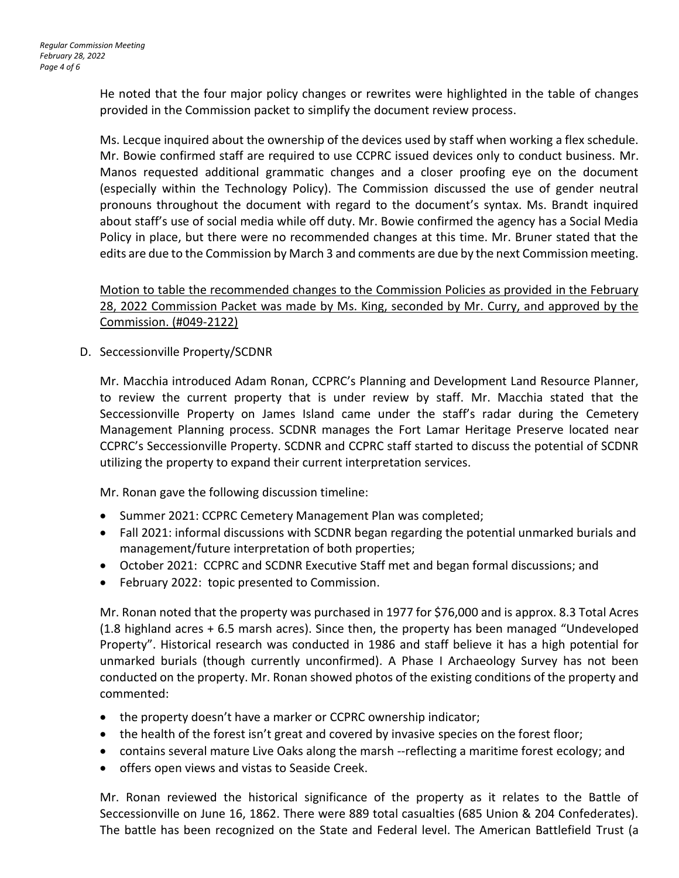He noted that the four major policy changes or rewrites were highlighted in the table of changes provided in the Commission packet to simplify the document review process.

Ms. Lecque inquired about the ownership of the devices used by staff when working a flex schedule. Mr. Bowie confirmed staff are required to use CCPRC issued devices only to conduct business. Mr. Manos requested additional grammatic changes and a closer proofing eye on the document (especially within the Technology Policy). The Commission discussed the use of gender neutral pronouns throughout the document with regard to the document's syntax. Ms. Brandt inquired about staff's use of social media while off duty. Mr. Bowie confirmed the agency has a Social Media Policy in place, but there were no recommended changes at this time. Mr. Bruner stated that the edits are due to the Commission by March 3 and comments are due by the next Commission meeting.

<u>Motion to table the recommended changes to the Commission Policies as provided in the February 28, 2022 Commission Packet was made by Ms. King, seconded by Mr. Curry, and approved by the Commission. (#049-2122)</u>

D. Seccessionville Property/SCDNR

Mr. Macchia introduced Adam Ronan, CCPRC's Planning and Development Land Resource Planner, to review the current property that is under review by staff. Mr. Macchia stated that the Seccessionville Property on James Island came under the staff's radar during the Cemetery Management Planning process. SCDNR manages the Fort Lamar Heritage Preserve located near CCPRC's Seccessionville Property. SCDNR and CCPRC staff started to discuss the potential of SCDNR utilizing the property to expand their current interpretation services.

Mr. Ronan gave the following discussion timeline:

- Summer 2021: CCPRC Cemetery Management Plan was completed;
- Fall 2021: informal discussions with SCDNR began regarding the potential unmarked burials and management/future interpretation of both properties;
- October 2021: CCPRC and SCDNR Executive Staff met and began formal discussions; and
- February 2022: topic presented to Commission.

Mr. Ronan noted that the property was purchased in 1977 for $76,000 and is approx. 8.3 Total Acres (1.8 highland acres + 6.5 marsh acres). Since then, the property has been managed "Undeveloped Property". Historical research was conducted in 1986 and staff believe it has a high potential for unmarked burials (though currently unconfirmed). A Phase I Archaeology Survey has not been conducted on the property. Mr. Ronan showed photos of the existing conditions of the property and commented:

- the property doesn't have a marker or CCPRC ownership indicator;
- the health of the forest isn't great and covered by invasive species on the forest floor;
- contains several mature Live Oaks along the marsh --reflecting a maritime forest ecology; and
- offers open views and vistas to Seaside Creek.

Mr. Ronan reviewed the historical significance of the property as it relates to the Battle of Seccessionville on June 16, 1862. There were 889 total casualties (685 Union & 204 Confederates). The battle has been recognized on the State and Federal level. The American Battlefield Trust (a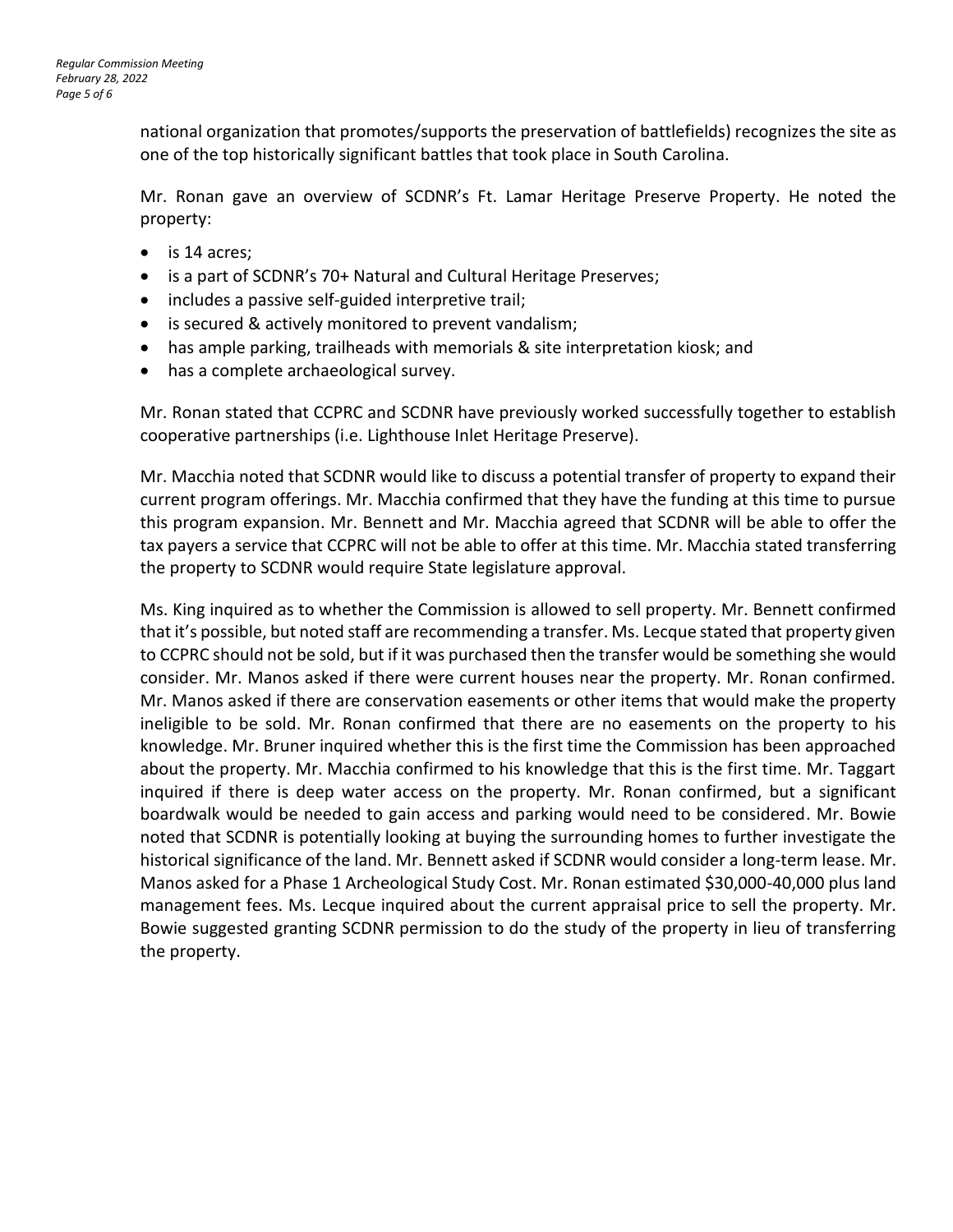national organization that promotes/supports the preservation of battlefields) recognizes the site as one of the top historically significant battles that took place in South Carolina.

Mr. Ronan gave an overview of SCDNR's Ft. Lamar Heritage Preserve Property. He noted the property:

- is 14 acres;
- is a part of SCDNR's 70+ Natural and Cultural Heritage Preserves;
- includes a passive self-guided interpretive trail;
- is secured & actively monitored to prevent vandalism;
- has ample parking, trailheads with memorials & site interpretation kiosk; and
- has a complete archaeological survey.

Mr. Ronan stated that CCPRC and SCDNR have previously worked successfully together to establish cooperative partnerships (i.e. Lighthouse Inlet Heritage Preserve).

Mr. Macchia noted that SCDNR would like to discuss a potential transfer of property to expand their current program offerings. Mr. Macchia confirmed that they have the funding at this time to pursue this program expansion. Mr. Bennett and Mr. Macchia agreed that SCDNR will be able to offer the tax payers a service that CCPRC will not be able to offer at this time. Mr. Macchia stated transferring the property to SCDNR would require State legislature approval.

Ms. King inquired as to whether the Commission is allowed to sell property. Mr. Bennett confirmed that it's possible, but noted staff are recommending a transfer. Ms. Lecque stated that property given to CCPRC should not be sold, but if it was purchased then the transfer would be something she would consider. Mr. Manos asked if there were current houses near the property. Mr. Ronan confirmed. Mr. Manos asked if there are conservation easements or other items that would make the property ineligible to be sold. Mr. Ronan confirmed that there are no easements on the property to his knowledge. Mr. Bruner inquired whether this is the first time the Commission has been approached about the property. Mr. Macchia confirmed to his knowledge that this is the first time. Mr. Taggart inquired if there is deep water access on the property. Mr. Ronan confirmed, but a significant boardwalk would be needed to gain access and parking would need to be considered. Mr. Bowie noted that SCDNR is potentially looking at buying the surrounding homes to further investigate the historical significance of the land. Mr. Bennett asked if SCDNR would consider a long-term lease. Mr. Manos asked for a Phase 1 Archeological Study Cost. Mr. Ronan estimated $30,000-40,000 plus land management fees. Ms. Lecque inquired about the current appraisal price to sell the property. Mr. Bowie suggested granting SCDNR permission to do the study of the property in lieu of transferring the property.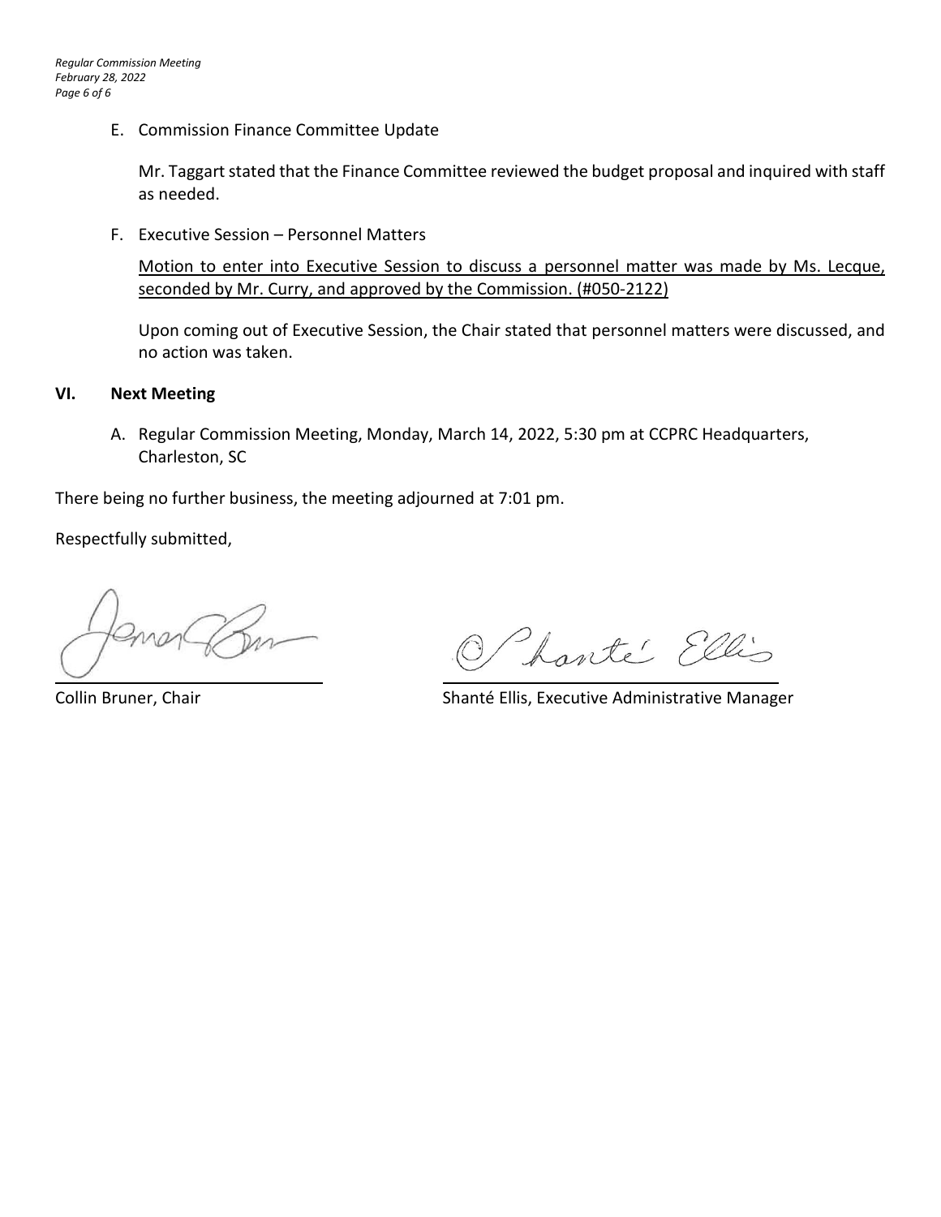E. Commission Finance Committee Update

   Mr. Taggart stated that the Finance Committee reviewed the budget proposal and inquired with staff as needed.

F. Executive Session – Personnel Matters

   <u>Motion to enter into Executive Session to discuss a personnel matter was made by Ms. Lecque, seconded by Mr. Curry, and approved by the Commission. (#050-2122)</u>

   Upon coming out of Executive Session, the Chair stated that personnel matters were discussed, and no action was taken.

## VI. Next Meeting

A. Regular Commission Meeting, Monday, March 14, 2022, 5:30 pm at CCPRC Headquarters, Charleston, SC

There being no further business, the meeting adjourned at 7:01 pm.

Respectfully submitted,

Collin Bruner, Chair

Shanté Ellis, Executive Administrative Manager